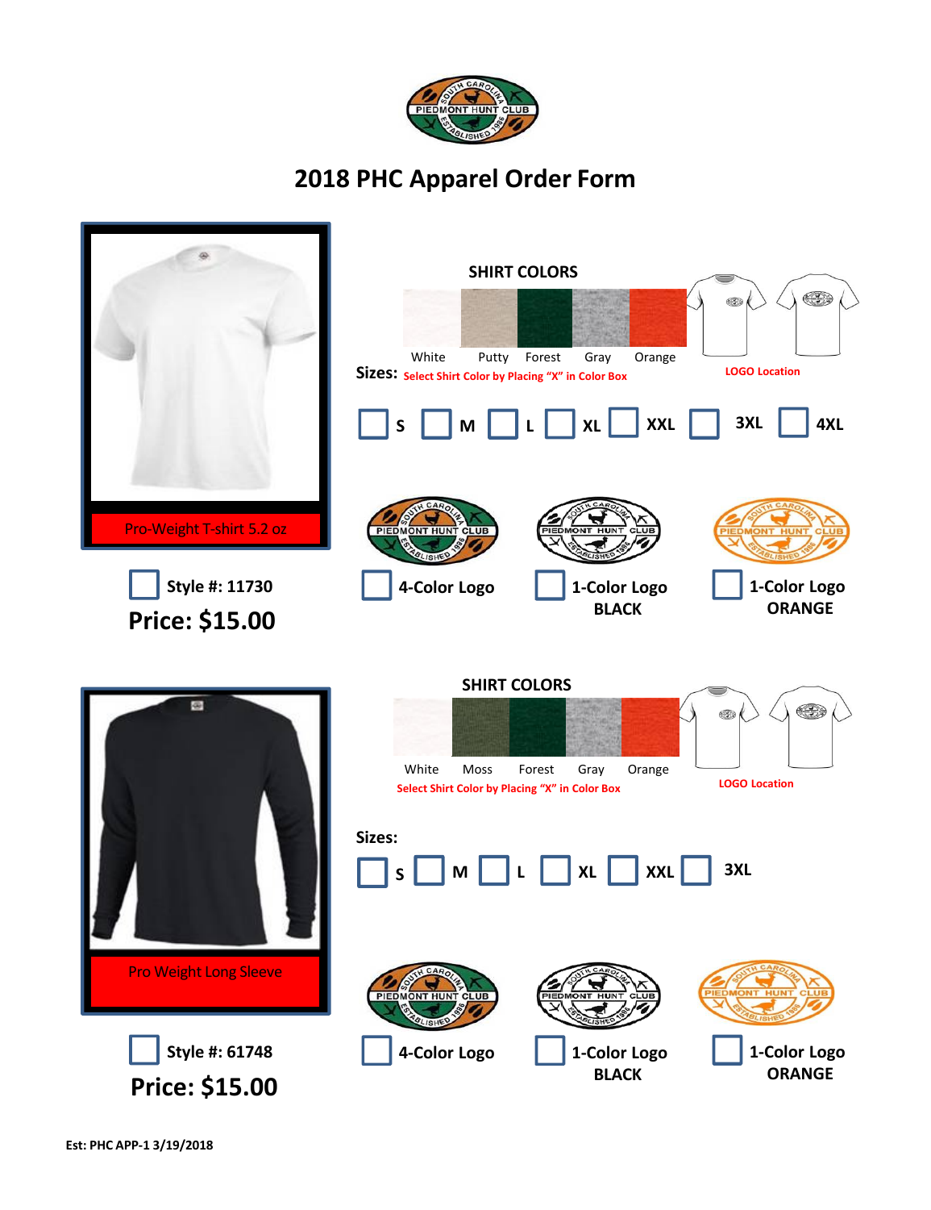# 2018 PHC Apparel Order Form

## Pro-Weight T-shirt 5.2 oz

☐ **Style #: 11730**

**Price: $15.00**

**SHIRT COLORS**

White | Putty | Forest | Gray | Orange

**Sizes:** Select Shirt Color by Placing "X" in Color Box

LOGO Location

☐ **S** ☐ **M** ☐ **L** ☐ **XL** ☐ **XXL** ☐ **3XL** ☐ **4XL**

☐ **4-Color Logo** ☐ **1-Color Logo BLACK** ☐ **1-Color Logo ORANGE**

## Pro Weight Long Sleeve

☐ **Style #: 61748**

**Price: $15.00**

**SHIRT COLORS**

White | Moss | Forest | Gray | Orange

Select Shirt Color by Placing "X" in Color Box

LOGO Location

**Sizes:**

☐ **S** ☐ **M** ☐ **L** ☐ **XL** ☐ **XXL** ☐ **3XL**

☐ **4-Color Logo** ☐ **1-Color Logo BLACK** ☐ **1-Color Logo ORANGE**

**Est: PHC APP-1 3/19/2018**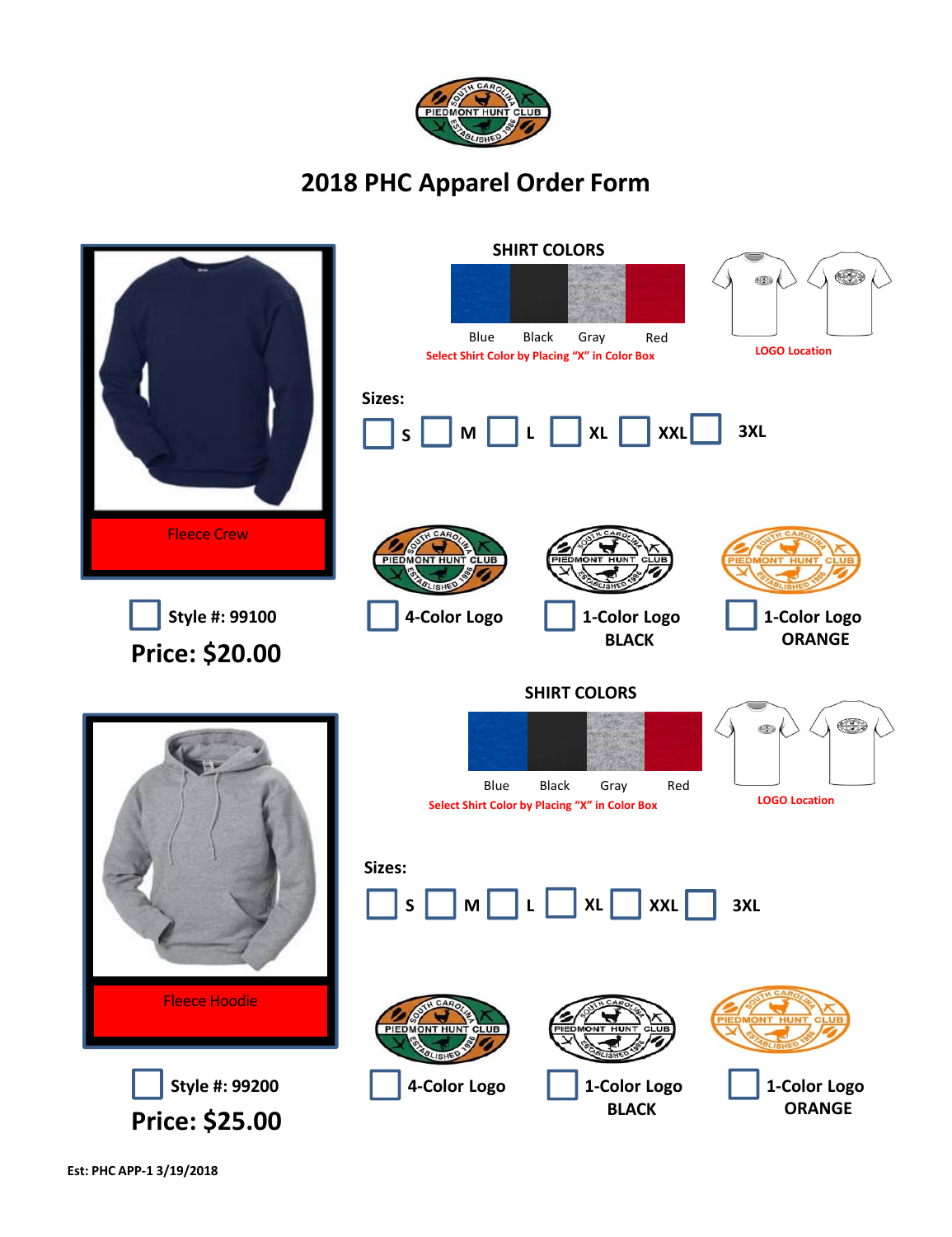# 2018 PHC Apparel Order Form

Fleece Crew

☐ **Style #: 99100**

**Price: $20.00**

**SHIRT COLORS**

Blue Black Gray Red

Select Shirt Color by Placing "X" in Color Box

LOGO Location

**Sizes:**

☐ **S** ☐ **M** ☐ **L** ☐ **XL** ☐ **XXL** ☐ **3XL**

☐ **4-Color Logo** ☐ **1-Color Logo BLACK** ☐ **1-Color Logo ORANGE**

Fleece Hoodie

☐ **Style #: 99200**

**Price: $25.00**

**SHIRT COLORS**

Blue Black Gray Red

Select Shirt Color by Placing "X" in Color Box

LOGO Location

**Sizes:**

☐ **S** ☐ **M** ☐ **L** ☐ **XL** ☐ **XXL** ☐ **3XL**

☐ **4-Color Logo** ☐ **1-Color Logo BLACK** ☐ **1-Color Logo ORANGE**

**Est: PHC APP-1 3/19/2018**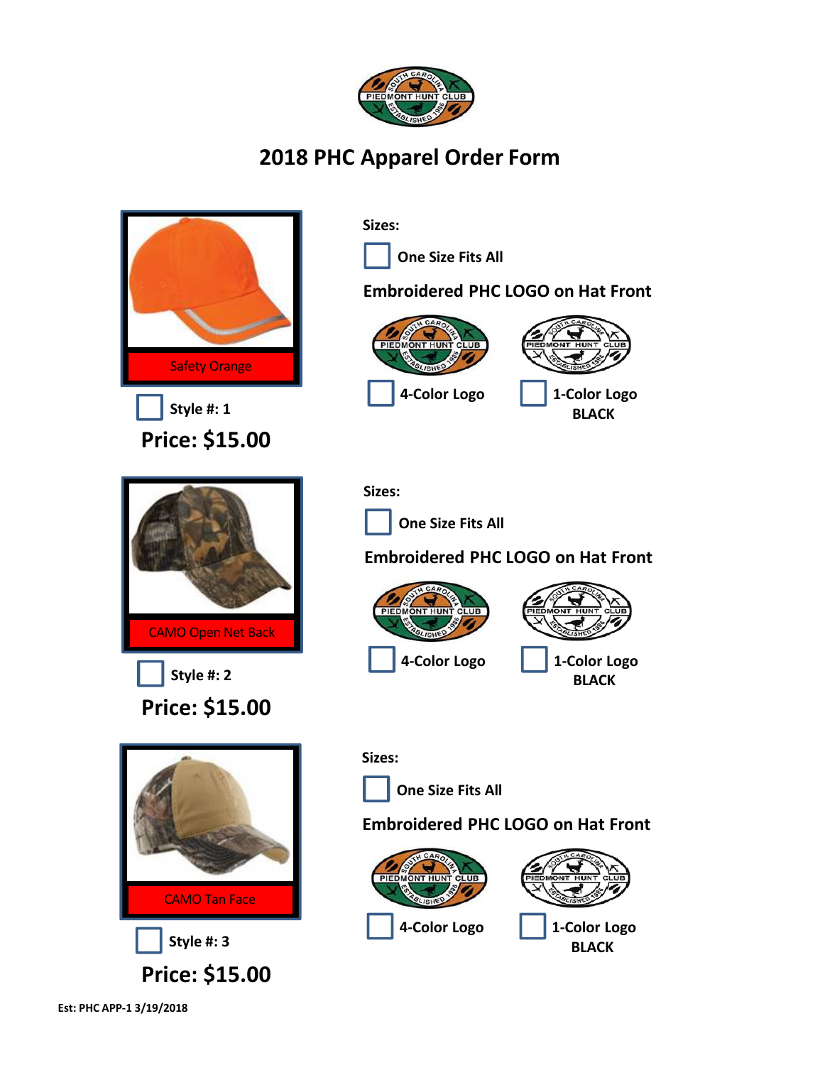# 2018 PHC Apparel Order Form

Safety Orange

☐ Style #: 1

**Price: $15.00**

**Sizes:**

☐ One Size Fits All

**Embroidered PHC LOGO on Hat Front**

☐ 4-Color Logo ☐ 1-Color Logo BLACK

CAMO Open Net Back

☐ Style #: 2

**Price: $15.00**

**Sizes:**

☐ One Size Fits All

**Embroidered PHC LOGO on Hat Front**

☐ 4-Color Logo ☐ 1-Color Logo BLACK

CAMO Tan Face

☐ Style #: 3

**Price: $15.00**

**Sizes:**

☐ One Size Fits All

**Embroidered PHC LOGO on Hat Front**

☐ 4-Color Logo ☐ 1-Color Logo BLACK

Est: PHC APP-1 3/19/2018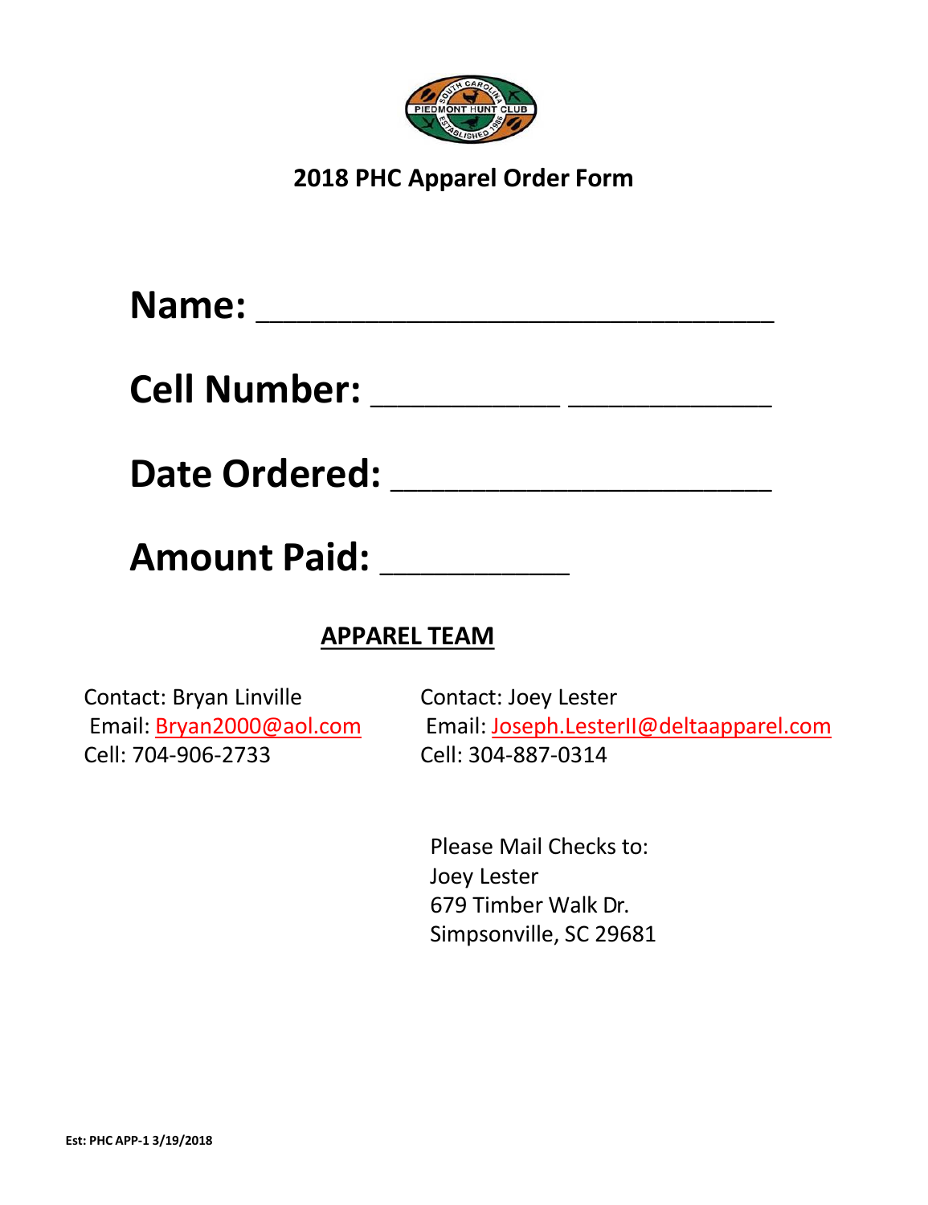## 2018 PHC Apparel Order Form

**Name:** ______________________________

**Cell Number:** __________ ____________

**Date Ordered:** ______________________

**Amount Paid:** __________

**APPAREL TEAM**

Contact: Bryan Linville
Email: Bryan2000@aol.com
Cell: 704-906-2733

Contact: Joey Lester
Email: Joseph.LesterII@deltaapparel.com
Cell: 304-887-0314

Please Mail Checks to:
Joey Lester
679 Timber Walk Dr.
Simpsonville, SC 29681

Est: PHC APP-1 3/19/2018